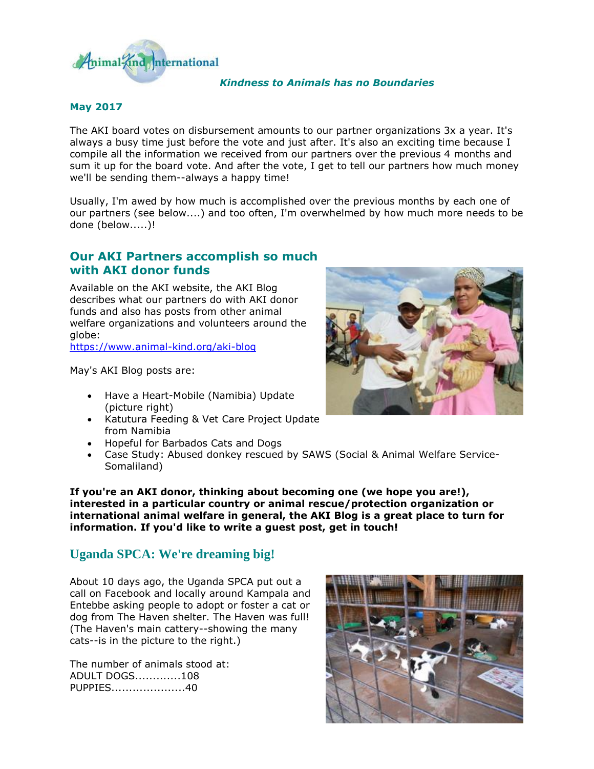Animal-Kind International

*Kindness to Animals has no Boundaries*

**May 2017**

The AKI board votes on disbursement amounts to our partner organizations 3x a year. It's always a busy time just before the vote and just after. It's also an exciting time because I compile all the information we received from our partners over the previous 4 months and sum it up for the board vote. And after the vote, I get to tell our partners how much money we'll be sending them--always a happy time!

Usually, I'm awed by how much is accomplished over the previous months by each one of our partners (see below....) and too often, I'm overwhelmed by how much more needs to be done (below.....)!

## Our AKI Partners accomplish so much with AKI donor funds

Available on the AKI website, the AKI Blog describes what our partners do with AKI donor funds and also has posts from other animal welfare organizations and volunteers around the globe:
https://www.animal-kind.org/aki-blog

May's AKI Blog posts are:

- Have a Heart-Mobile (Namibia) Update (picture right)
- Katutura Feeding & Vet Care Project Update from Namibia
- Hopeful for Barbados Cats and Dogs
- Case Study: Abused donkey rescued by SAWS (Social & Animal Welfare Service-Somaliland)

**If you're an AKI donor, thinking about becoming one (we hope you are!), interested in a particular country or animal rescue/protection organization or international animal welfare in general, the AKI Blog is a great place to turn for information. If you'd like to write a guest post, get in touch!**

## Uganda SPCA: We're dreaming big!

About 10 days ago, the Uganda SPCA put out a call on Facebook and locally around Kampala and Entebbe asking people to adopt or foster a cat or dog from The Haven shelter. The Haven was full! (The Haven's main cattery--showing the many cats--is in the picture to the right.)

The number of animals stood at:
ADULT DOGS.............108
PUPPIES.....................40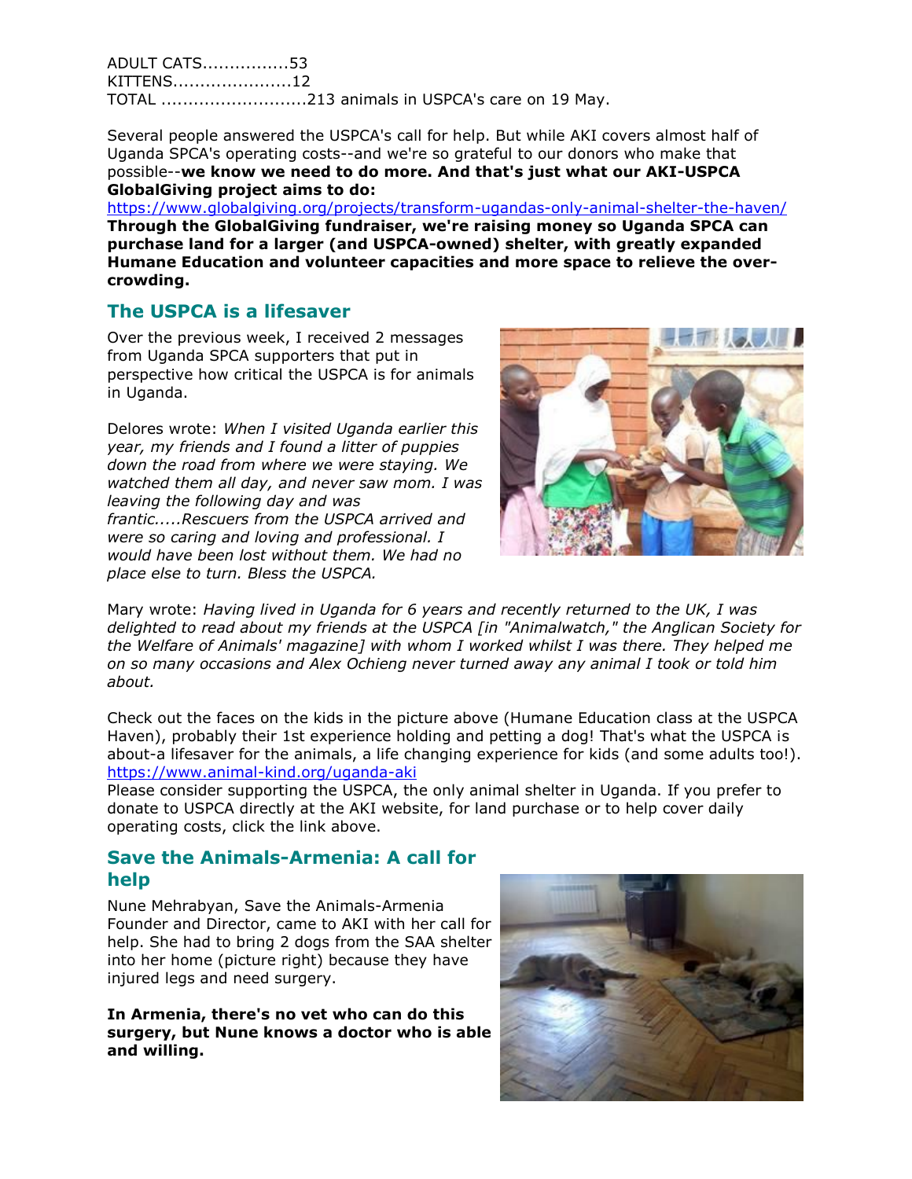ADULT CATS................53
KITTENS......................12
TOTAL ...........................213 animals in USPCA's care on 19 May.

Several people answered the USPCA's call for help. But while AKI covers almost half of Uganda SPCA's operating costs--and we're so grateful to our donors who make that possible--**we know we need to do more. And that's just what our AKI-USPCA GlobalGiving project aims to do:**
https://www.globalgiving.org/projects/transform-ugandas-only-animal-shelter-the-haven/
**Through the GlobalGiving fundraiser, we're raising money so Uganda SPCA can purchase land for a larger (and USPCA-owned) shelter, with greatly expanded Humane Education and volunteer capacities and more space to relieve the over-crowding.**

## The USPCA is a lifesaver

Over the previous week, I received 2 messages from Uganda SPCA supporters that put in perspective how critical the USPCA is for animals in Uganda.

Delores wrote: *When I visited Uganda earlier this year, my friends and I found a litter of puppies down the road from where we were staying. We watched them all day, and never saw mom. I was leaving the following day and was frantic.....Rescuers from the USPCA arrived and were so caring and loving and professional. I would have been lost without them. We had no place else to turn. Bless the USPCA.*

Mary wrote: *Having lived in Uganda for 6 years and recently returned to the UK, I was delighted to read about my friends at the USPCA [in "Animalwatch," the Anglican Society for the Welfare of Animals' magazine] with whom I worked whilst I was there. They helped me on so many occasions and Alex Ochieng never turned away any animal I took or told him about.*

Check out the faces on the kids in the picture above (Humane Education class at the USPCA Haven), probably their 1st experience holding and petting a dog! That's what the USPCA is about-a lifesaver for the animals, a life changing experience for kids (and some adults too!).
https://www.animal-kind.org/uganda-aki
Please consider supporting the USPCA, the only animal shelter in Uganda. If you prefer to donate to USPCA directly at the AKI website, for land purchase or to help cover daily operating costs, click the link above.

## Save the Animals-Armenia: A call for help

Nune Mehrabyan, Save the Animals-Armenia Founder and Director, came to AKI with her call for help. She had to bring 2 dogs from the SAA shelter into her home (picture right) because they have injured legs and need surgery.

**In Armenia, there's no vet who can do this surgery, but Nune knows a doctor who is able and willing.**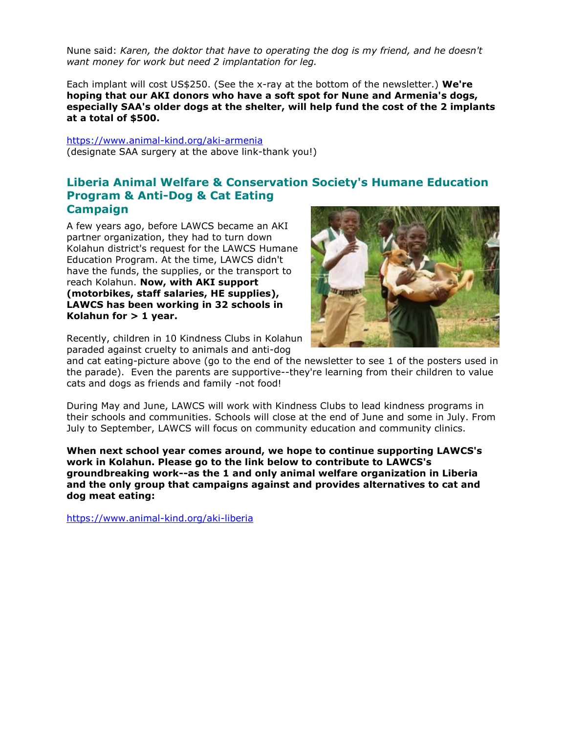Nune said: *Karen, the doktor that have to operating the dog is my friend, and he doesn't want money for work but need 2 implantation for leg.*

Each implant will cost US$250. (See the x-ray at the bottom of the newsletter.) **We're hoping that our AKI donors who have a soft spot for Nune and Armenia's dogs, especially SAA's older dogs at the shelter, will help fund the cost of the 2 implants at a total of $500.**

https://www.animal-kind.org/aki-armenia
(designate SAA surgery at the above link-thank you!)

## Liberia Animal Welfare & Conservation Society's Humane Education Program & Anti-Dog & Cat Eating Campaign

A few years ago, before LAWCS became an AKI partner organization, they had to turn down Kolahun district's request for the LAWCS Humane Education Program. At the time, LAWCS didn't have the funds, the supplies, or the transport to reach Kolahun. **Now, with AKI support (motorbikes, staff salaries, HE supplies), LAWCS has been working in 32 schools in Kolahun for > 1 year.**

Recently, children in 10 Kindness Clubs in Kolahun paraded against cruelty to animals and anti-dog and cat eating-picture above (go to the end of the newsletter to see 1 of the posters used in the parade). Even the parents are supportive--they're learning from their children to value cats and dogs as friends and family -not food!

During May and June, LAWCS will work with Kindness Clubs to lead kindness programs in their schools and communities. Schools will close at the end of June and some in July. From July to September, LAWCS will focus on community education and community clinics.

**When next school year comes around, we hope to continue supporting LAWCS's work in Kolahun. Please go to the link below to contribute to LAWCS's groundbreaking work--as the 1 and only animal welfare organization in Liberia and the only group that campaigns against and provides alternatives to cat and dog meat eating:**

https://www.animal-kind.org/aki-liberia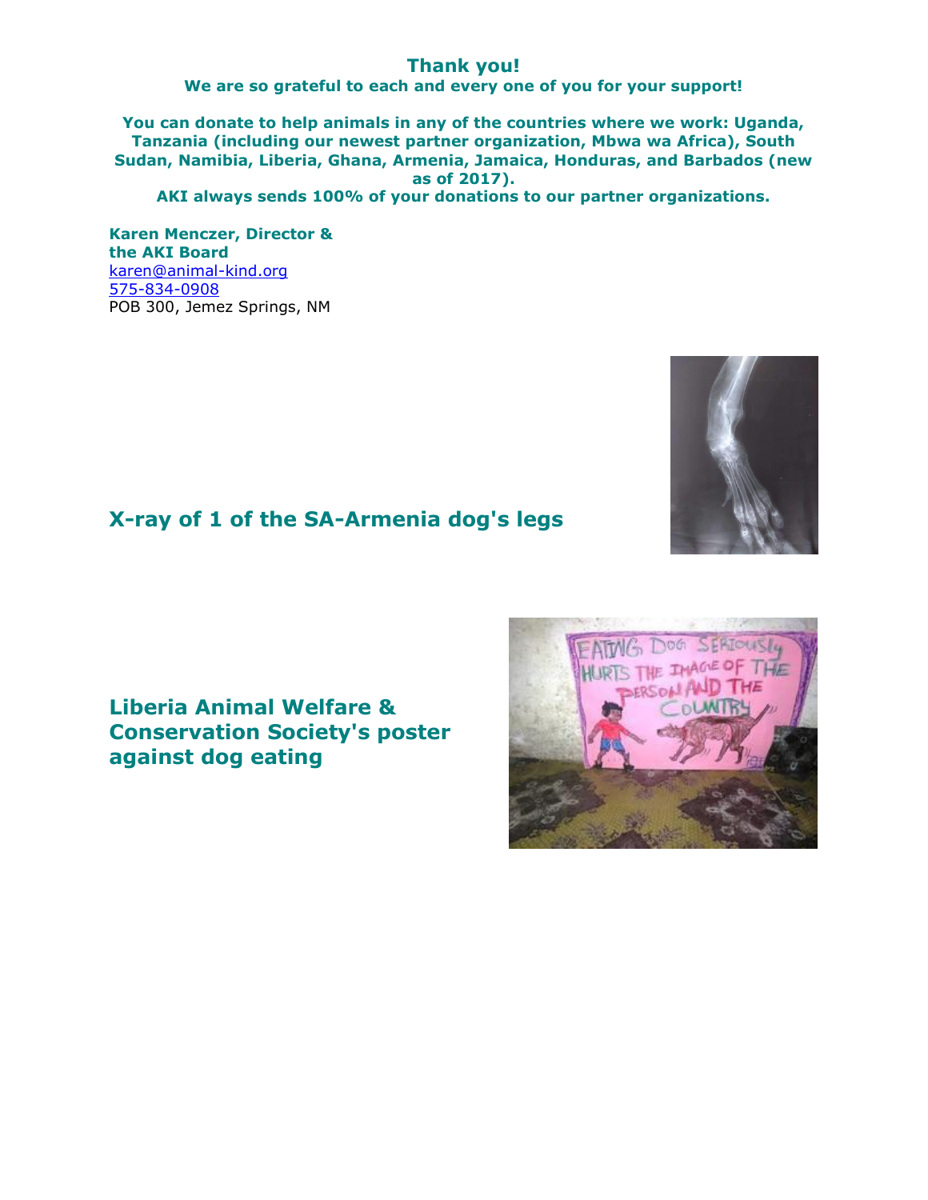## Thank you!

**We are so grateful to each and every one of you for your support!**

**You can donate to help animals in any of the countries where we work: Uganda, Tanzania (including our newest partner organization, Mbwa wa Africa), South Sudan, Namibia, Liberia, Ghana, Armenia, Jamaica, Honduras, and Barbados (new as of 2017).**

**AKI always sends 100% of your donations to our partner organizations.**

**Karen Menczer, Director & the AKI Board**
karen@animal-kind.org
575-834-0908
POB 300, Jemez Springs, NM

## X-ray of 1 of the SA-Armenia dog's legs

## Liberia Animal Welfare & Conservation Society's poster against dog eating